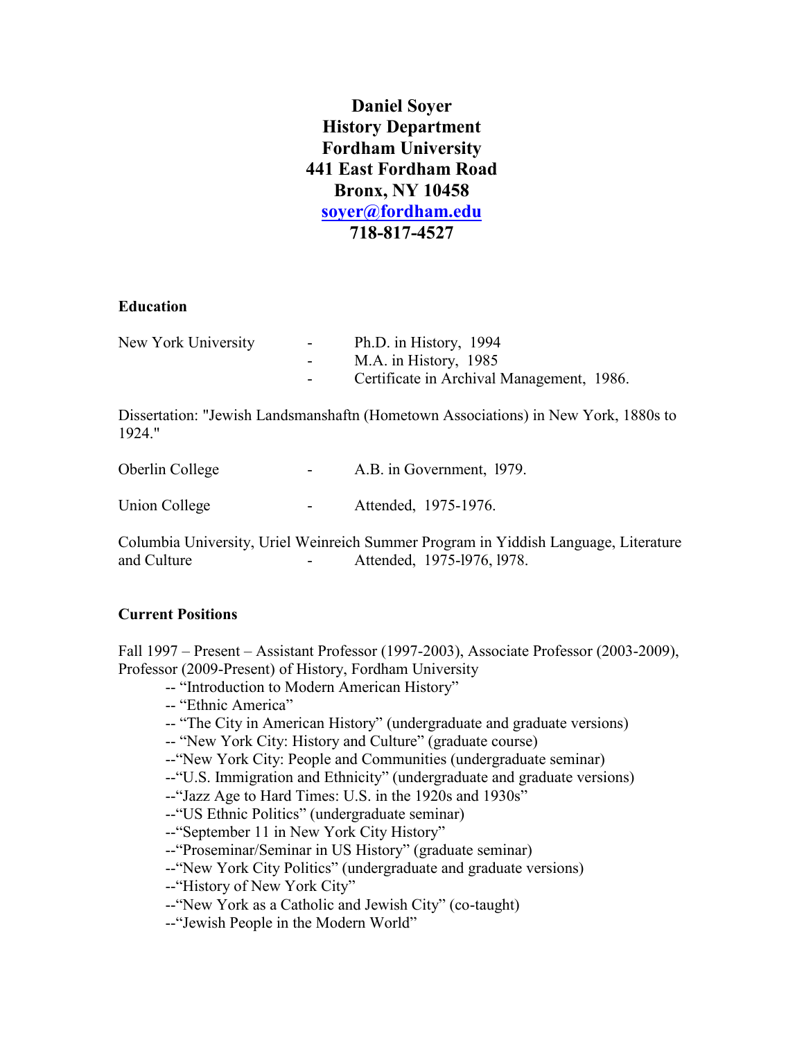**Daniel Soyer**
**History Department**
**Fordham University**
**441 East Fordham Road**
**Bronx, NY 10458**
**soyer@fordham.edu**
**718-817-4527**

**Education**

New York University - Ph.D. in History, 1994
- M.A. in History, 1985
- Certificate in Archival Management, 1986.

Dissertation: "Jewish Landsmanshaftn (Hometown Associations) in New York, 1880s to 1924."

Oberlin College - A.B. in Government, l979.

Union College - Attended, 1975-1976.

Columbia University, Uriel Weinreich Summer Program in Yiddish Language, Literature and Culture - Attended, 1975-l976, l978.

**Current Positions**

Fall 1997 – Present – Assistant Professor (1997-2003), Associate Professor (2003-2009), Professor (2009-Present) of History, Fordham University

- -- "Introduction to Modern American History"
- -- "Ethnic America"
- -- "The City in American History" (undergraduate and graduate versions)
- -- "New York City: History and Culture" (graduate course)
- --"New York City: People and Communities (undergraduate seminar)
- --"U.S. Immigration and Ethnicity" (undergraduate and graduate versions)
- --"Jazz Age to Hard Times: U.S. in the 1920s and 1930s"
- --"US Ethnic Politics" (undergraduate seminar)
- --"September 11 in New York City History"
- --"Proseminar/Seminar in US History" (graduate seminar)
- --"New York City Politics" (undergraduate and graduate versions)
- --"History of New York City"
- --"New York as a Catholic and Jewish City" (co-taught)
- --"Jewish People in the Modern World"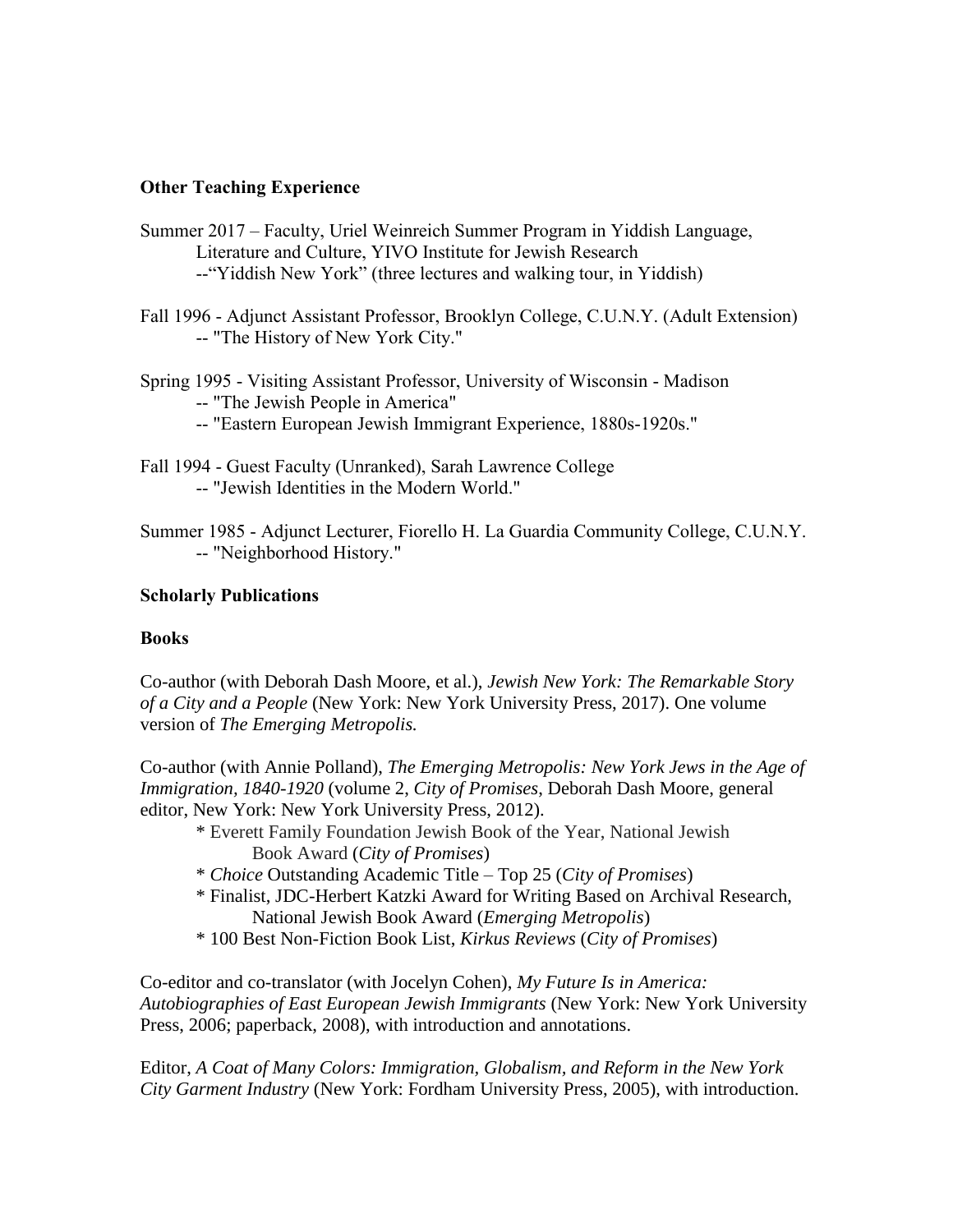**Other Teaching Experience**

Summer 2017 – Faculty, Uriel Weinreich Summer Program in Yiddish Language, Literature and Culture, YIVO Institute for Jewish Research
--"Yiddish New York" (three lectures and walking tour, in Yiddish)

Fall 1996 - Adjunct Assistant Professor, Brooklyn College, C.U.N.Y. (Adult Extension)
-- "The History of New York City."

Spring 1995 - Visiting Assistant Professor, University of Wisconsin - Madison
-- "The Jewish People in America"
-- "Eastern European Jewish Immigrant Experience, 1880s-1920s."

Fall 1994 - Guest Faculty (Unranked), Sarah Lawrence College
-- "Jewish Identities in the Modern World."

Summer 1985 - Adjunct Lecturer, Fiorello H. La Guardia Community College, C.U.N.Y.
-- "Neighborhood History."

**Scholarly Publications**

**Books**

Co-author (with Deborah Dash Moore, et al.), *Jewish New York: The Remarkable Story of a City and a People* (New York: New York University Press, 2017). One volume version of *The Emerging Metropolis.*

Co-author (with Annie Polland), *The Emerging Metropolis: New York Jews in the Age of Immigration, 1840-1920* (volume 2, *City of Promises*, Deborah Dash Moore, general editor, New York: New York University Press, 2012).

* Everett Family Foundation Jewish Book of the Year, National Jewish Book Award (*City of Promises*)
* *Choice* Outstanding Academic Title – Top 25 (*City of Promises*)
* Finalist, JDC-Herbert Katzki Award for Writing Based on Archival Research, National Jewish Book Award (*Emerging Metropolis*)
* 100 Best Non-Fiction Book List, *Kirkus Reviews* (*City of Promises*)

Co-editor and co-translator (with Jocelyn Cohen), *My Future Is in America: Autobiographies of East European Jewish Immigrants* (New York: New York University Press, 2006; paperback, 2008), with introduction and annotations.

Editor, *A Coat of Many Colors: Immigration, Globalism, and Reform in the New York City Garment Industry* (New York: Fordham University Press, 2005), with introduction.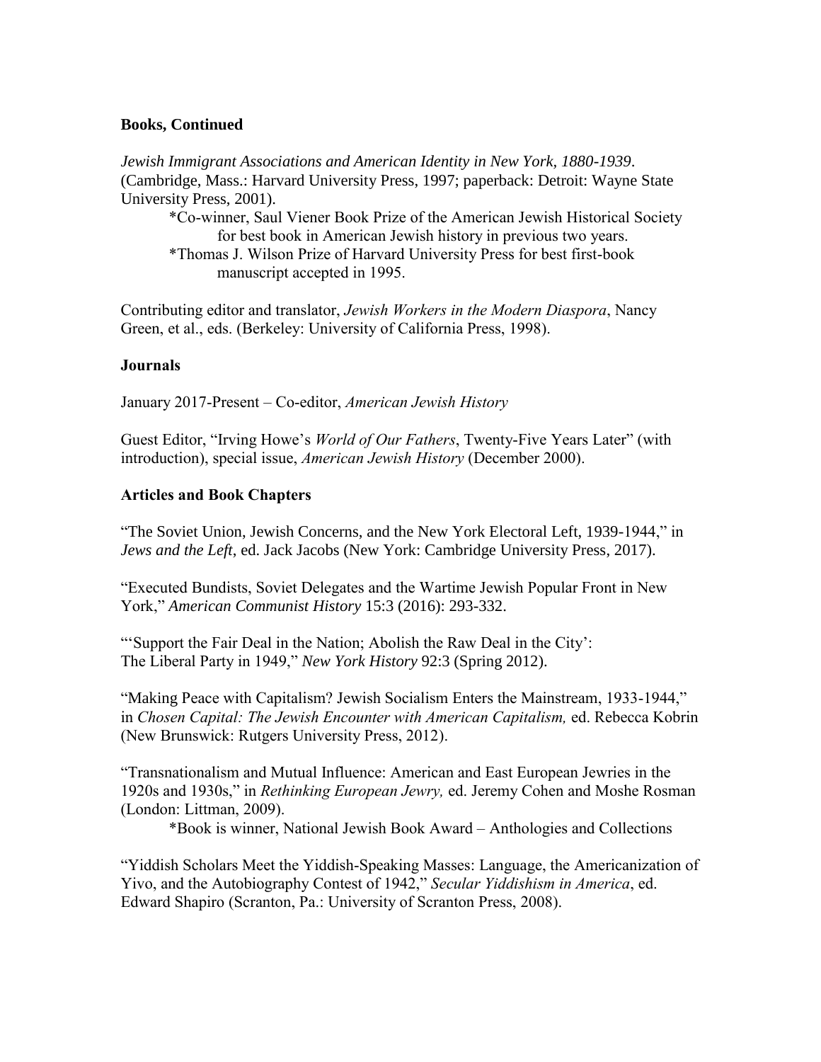## Books, Continued

*Jewish Immigrant Associations and American Identity in New York, 1880-1939*. (Cambridge, Mass.: Harvard University Press, 1997; paperback: Detroit: Wayne State University Press, 2001).

*Co-winner, Saul Viener Book Prize of the American Jewish Historical Society for best book in American Jewish history in previous two years.

*Thomas J. Wilson Prize of Harvard University Press for best first-book manuscript accepted in 1995.

Contributing editor and translator, *Jewish Workers in the Modern Diaspora*, Nancy Green, et al., eds. (Berkeley: University of California Press, 1998).

## Journals

January 2017-Present – Co-editor, *American Jewish History*

Guest Editor, "Irving Howe's *World of Our Fathers*, Twenty-Five Years Later" (with introduction), special issue, *American Jewish History* (December 2000).

## Articles and Book Chapters

"The Soviet Union, Jewish Concerns, and the New York Electoral Left, 1939-1944," in *Jews and the Left*, ed. Jack Jacobs (New York: Cambridge University Press, 2017).

"Executed Bundists, Soviet Delegates and the Wartime Jewish Popular Front in New York," *American Communist History* 15:3 (2016): 293-332.

"'Support the Fair Deal in the Nation; Abolish the Raw Deal in the City': The Liberal Party in 1949," *New York History* 92:3 (Spring 2012).

"Making Peace with Capitalism? Jewish Socialism Enters the Mainstream, 1933-1944," in *Chosen Capital: The Jewish Encounter with American Capitalism,* ed. Rebecca Kobrin (New Brunswick: Rutgers University Press, 2012).

"Transnationalism and Mutual Influence: American and East European Jewries in the 1920s and 1930s," in *Rethinking European Jewry,* ed. Jeremy Cohen and Moshe Rosman (London: Littman, 2009).

*Book is winner, National Jewish Book Award – Anthologies and Collections

"Yiddish Scholars Meet the Yiddish-Speaking Masses: Language, the Americanization of Yivo, and the Autobiography Contest of 1942," *Secular Yiddishism in America*, ed. Edward Shapiro (Scranton, Pa.: University of Scranton Press, 2008).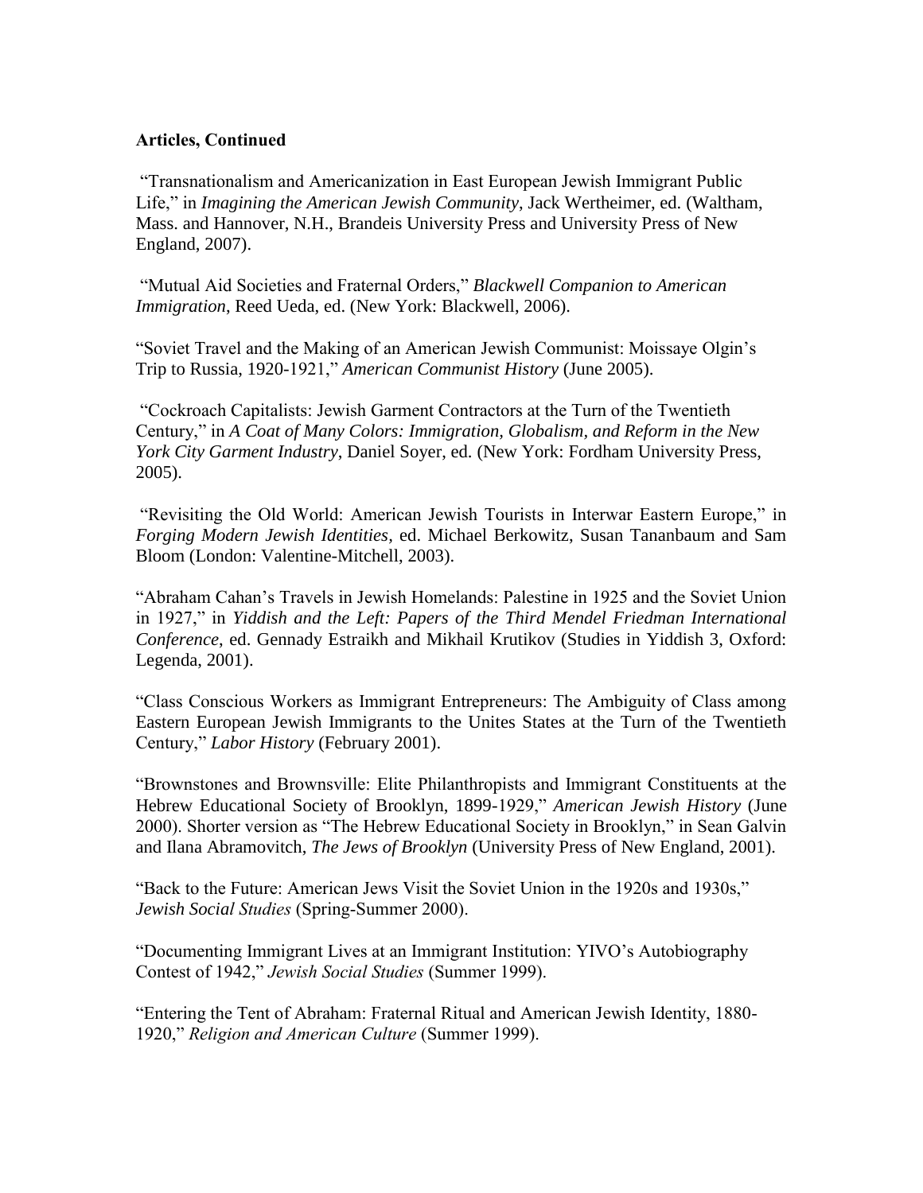**Articles, Continued**

"Transnationalism and Americanization in East European Jewish Immigrant Public Life," in *Imagining the American Jewish Community*, Jack Wertheimer, ed. (Waltham, Mass. and Hannover, N.H., Brandeis University Press and University Press of New England, 2007).

"Mutual Aid Societies and Fraternal Orders," *Blackwell Companion to American Immigration*, Reed Ueda, ed. (New York: Blackwell, 2006).

"Soviet Travel and the Making of an American Jewish Communist: Moissaye Olgin's Trip to Russia, 1920-1921," *American Communist History* (June 2005).

"Cockroach Capitalists: Jewish Garment Contractors at the Turn of the Twentieth Century," in *A Coat of Many Colors: Immigration, Globalism, and Reform in the New York City Garment Industry*, Daniel Soyer, ed. (New York: Fordham University Press, 2005).

"Revisiting the Old World: American Jewish Tourists in Interwar Eastern Europe," in *Forging Modern Jewish Identities*, ed. Michael Berkowitz, Susan Tananbaum and Sam Bloom (London: Valentine-Mitchell, 2003).

"Abraham Cahan's Travels in Jewish Homelands: Palestine in 1925 and the Soviet Union in 1927," in *Yiddish and the Left: Papers of the Third Mendel Friedman International Conference*, ed. Gennady Estraikh and Mikhail Krutikov (Studies in Yiddish 3, Oxford: Legenda, 2001).

"Class Conscious Workers as Immigrant Entrepreneurs: The Ambiguity of Class among Eastern European Jewish Immigrants to the Unites States at the Turn of the Twentieth Century," *Labor History* (February 2001).

"Brownstones and Brownsville: Elite Philanthropists and Immigrant Constituents at the Hebrew Educational Society of Brooklyn, 1899-1929," *American Jewish History* (June 2000). Shorter version as "The Hebrew Educational Society in Brooklyn," in Sean Galvin and Ilana Abramovitch, *The Jews of Brooklyn* (University Press of New England, 2001).

"Back to the Future: American Jews Visit the Soviet Union in the 1920s and 1930s," *Jewish Social Studies* (Spring-Summer 2000).

"Documenting Immigrant Lives at an Immigrant Institution: YIVO's Autobiography Contest of 1942," *Jewish Social Studies* (Summer 1999).

"Entering the Tent of Abraham: Fraternal Ritual and American Jewish Identity, 1880-1920," *Religion and American Culture* (Summer 1999).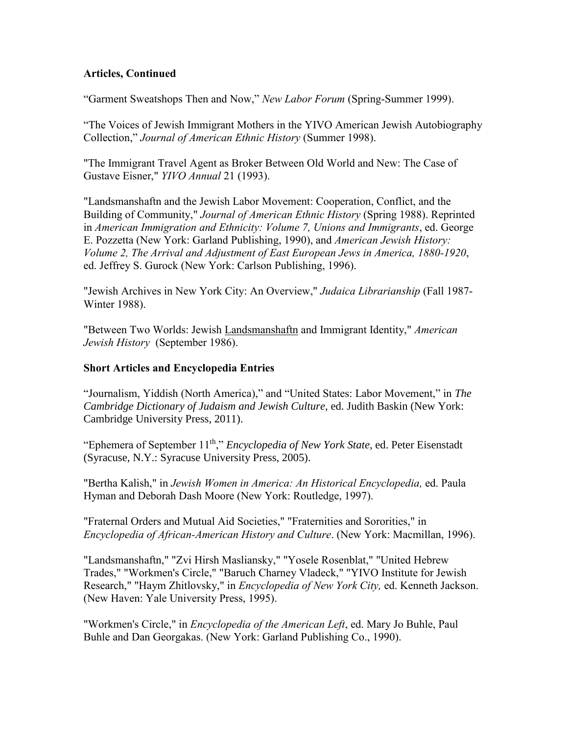**Articles, Continued**

“Garment Sweatshops Then and Now,” *New Labor Forum* (Spring-Summer 1999).

“The Voices of Jewish Immigrant Mothers in the YIVO American Jewish Autobiography Collection,” *Journal of American Ethnic History* (Summer 1998).

"The Immigrant Travel Agent as Broker Between Old World and New: The Case of Gustave Eisner," *YIVO Annual* 21 (1993).

"Landsmanshaftn and the Jewish Labor Movement: Cooperation, Conflict, and the Building of Community," *Journal of American Ethnic History* (Spring 1988). Reprinted in *American Immigration and Ethnicity: Volume 7, Unions and Immigrants*, ed. George E. Pozzetta (New York: Garland Publishing, 1990), and *American Jewish History: Volume 2, The Arrival and Adjustment of East European Jews in America, 1880-1920*, ed. Jeffrey S. Gurock (New York: Carlson Publishing, 1996).

"Jewish Archives in New York City: An Overview," *Judaica Librarianship* (Fall 1987-Winter 1988).

"Between Two Worlds: Jewish Landsmanshaftn and Immigrant Identity," *American Jewish History* (September 1986).

**Short Articles and Encyclopedia Entries**

“Journalism, Yiddish (North America),” and “United States: Labor Movement,” in *The Cambridge Dictionary of Judaism and Jewish Culture,* ed. Judith Baskin (New York: Cambridge University Press, 2011).

“Ephemera of September 11th,” *Encyclopedia of New York State,* ed. Peter Eisenstadt (Syracuse, N.Y.: Syracuse University Press, 2005).

"Bertha Kalish," in *Jewish Women in America: An Historical Encyclopedia,* ed. Paula Hyman and Deborah Dash Moore (New York: Routledge, 1997).

"Fraternal Orders and Mutual Aid Societies," "Fraternities and Sororities," in *Encyclopedia of African-American History and Culture*. (New York: Macmillan, 1996).

"Landsmanshaftn," "Zvi Hirsh Masliansky," "Yosele Rosenblat," "United Hebrew Trades," "Workmen's Circle," "Baruch Charney Vladeck," "YIVO Institute for Jewish Research," "Haym Zhitlovsky," in *Encyclopedia of New York City,* ed. Kenneth Jackson. (New Haven: Yale University Press, 1995).

"Workmen's Circle," in *Encyclopedia of the American Left*, ed. Mary Jo Buhle, Paul Buhle and Dan Georgakas. (New York: Garland Publishing Co., 1990).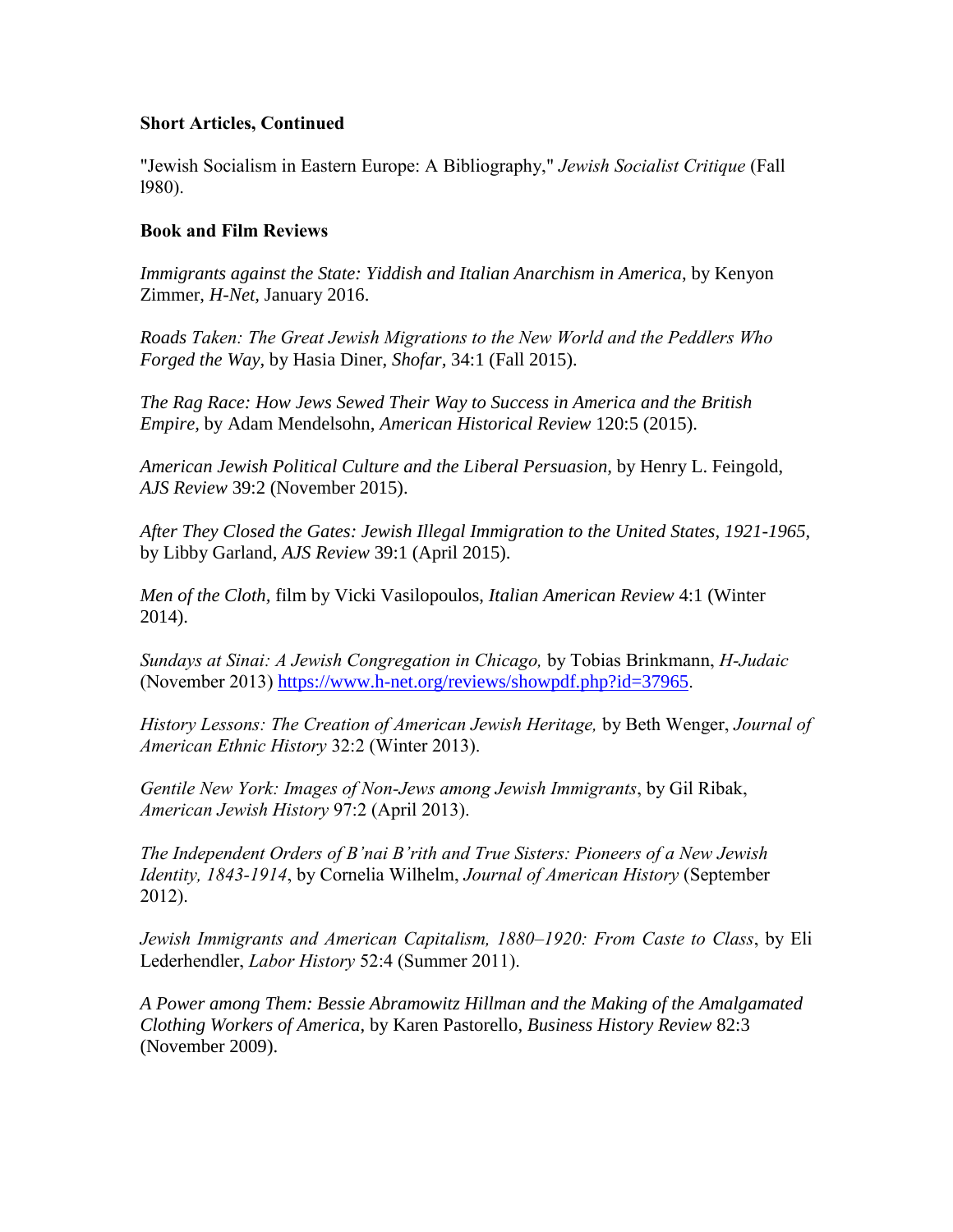**Short Articles, Continued**

"Jewish Socialism in Eastern Europe: A Bibliography," *Jewish Socialist Critique* (Fall l980).

**Book and Film Reviews**

*Immigrants against the State: Yiddish and Italian Anarchism in America*, by Kenyon Zimmer, *H-Net,* January 2016.

*Roads Taken: The Great Jewish Migrations to the New World and the Peddlers Who Forged the Way,* by Hasia Diner, *Shofar*, 34:1 (Fall 2015).

*The Rag Race: How Jews Sewed Their Way to Success in America and the British Empire,* by Adam Mendelsohn, *American Historical Review* 120:5 (2015).

*American Jewish Political Culture and the Liberal Persuasion,* by Henry L. Feingold, *AJS Review* 39:2 (November 2015).

*After They Closed the Gates: Jewish Illegal Immigration to the United States, 1921-1965,* by Libby Garland, *AJS Review* 39:1 (April 2015).

*Men of the Cloth,* film by Vicki Vasilopoulos, *Italian American Review* 4:1 (Winter 2014).

*Sundays at Sinai: A Jewish Congregation in Chicago,* by Tobias Brinkmann, *H-Judaic* (November 2013) https://www.h-net.org/reviews/showpdf.php?id=37965.

*History Lessons: The Creation of American Jewish Heritage,* by Beth Wenger, *Journal of American Ethnic History* 32:2 (Winter 2013).

*Gentile New York: Images of Non-Jews among Jewish Immigrants*, by Gil Ribak, *American Jewish History* 97:2 (April 2013).

*The Independent Orders of B'nai B'rith and True Sisters: Pioneers of a New Jewish Identity, 1843-1914*, by Cornelia Wilhelm, *Journal of American History* (September 2012).

*Jewish Immigrants and American Capitalism, 1880–1920: From Caste to Class*, by Eli Lederhendler, *Labor History* 52:4 (Summer 2011).

*A Power among Them: Bessie Abramowitz Hillman and the Making of the Amalgamated Clothing Workers of America*, by Karen Pastorello, *Business History Review* 82:3 (November 2009).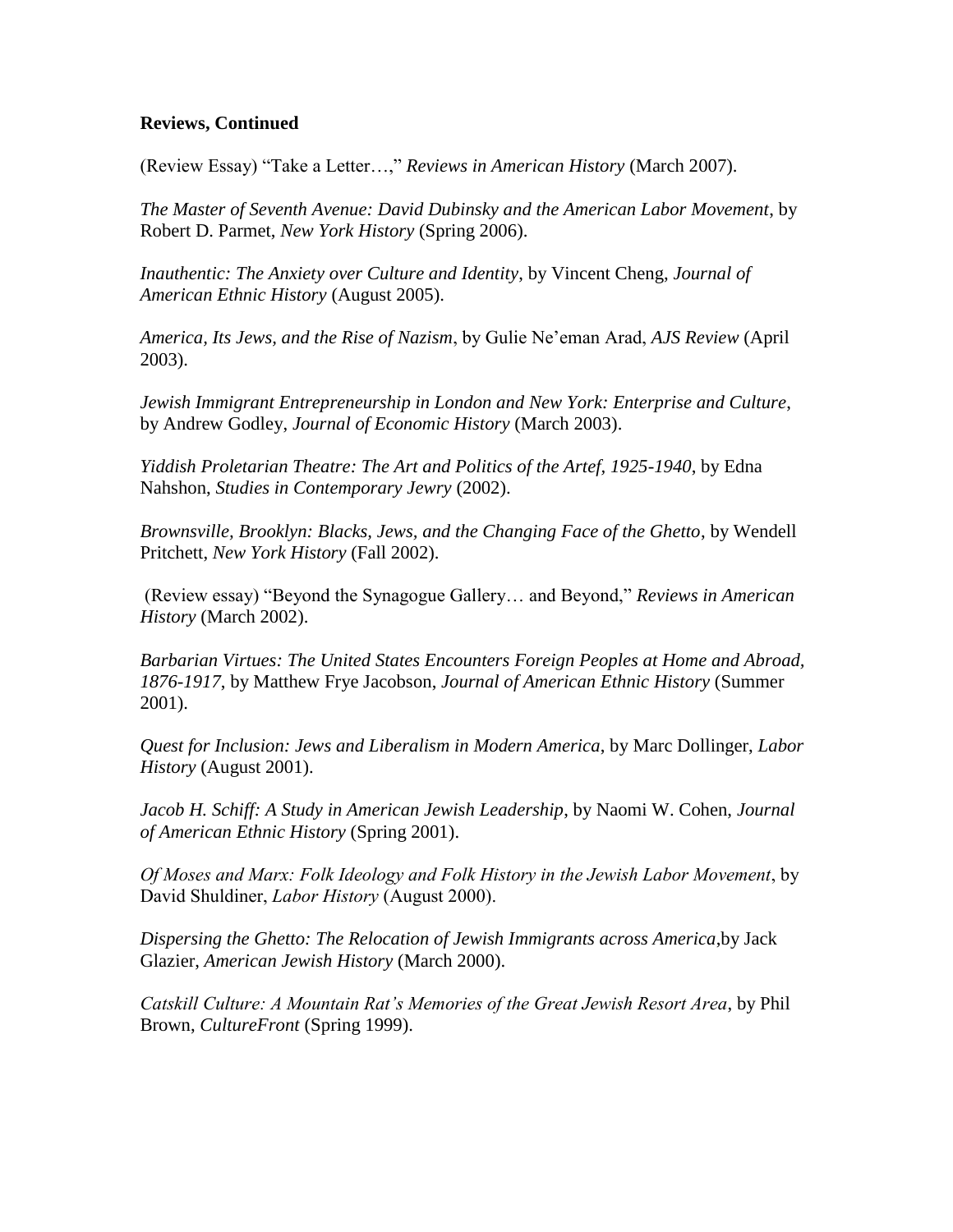**Reviews, Continued**

(Review Essay) "Take a Letter…," *Reviews in American History* (March 2007).

*The Master of Seventh Avenue: David Dubinsky and the American Labor Movement*, by Robert D. Parmet, *New York History* (Spring 2006).

*Inauthentic: The Anxiety over Culture and Identity*, by Vincent Cheng, *Journal of American Ethnic History* (August 2005).

*America, Its Jews, and the Rise of Nazism*, by Gulie Ne'eman Arad, *AJS Review* (April 2003).

*Jewish Immigrant Entrepreneurship in London and New York: Enterprise and Culture*, by Andrew Godley, *Journal of Economic History* (March 2003).

*Yiddish Proletarian Theatre: The Art and Politics of the Artef, 1925-1940*, by Edna Nahshon, *Studies in Contemporary Jewry* (2002).

*Brownsville, Brooklyn: Blacks, Jews, and the Changing Face of the Ghetto*, by Wendell Pritchett, *New York History* (Fall 2002).

(Review essay) "Beyond the Synagogue Gallery… and Beyond," *Reviews in American History* (March 2002).

*Barbarian Virtues: The United States Encounters Foreign Peoples at Home and Abroad, 1876-1917*, by Matthew Frye Jacobson, *Journal of American Ethnic History* (Summer 2001).

*Quest for Inclusion: Jews and Liberalism in Modern America*, by Marc Dollinger, *Labor History* (August 2001).

*Jacob H. Schiff: A Study in American Jewish Leadership*, by Naomi W. Cohen, *Journal of American Ethnic History* (Spring 2001).

*Of Moses and Marx: Folk Ideology and Folk History in the Jewish Labor Movement*, by David Shuldiner, *Labor History* (August 2000).

*Dispersing the Ghetto: The Relocation of Jewish Immigrants across America*,by Jack Glazier, *American Jewish History* (March 2000).

*Catskill Culture: A Mountain Rat's Memories of the Great Jewish Resort Area*, by Phil Brown, *CultureFront* (Spring 1999).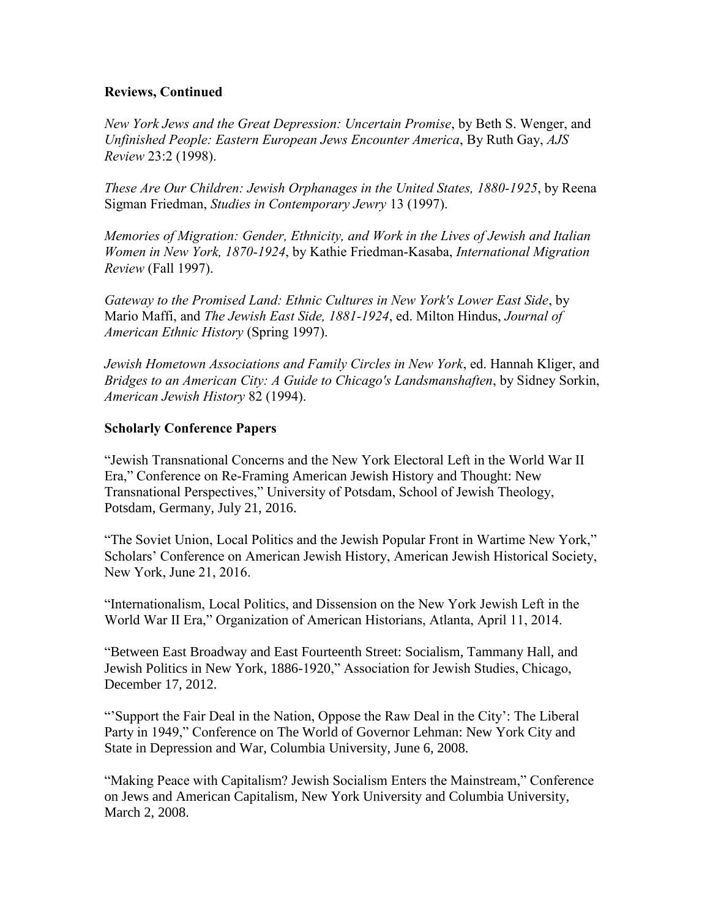**Reviews, Continued**

*New York Jews and the Great Depression: Uncertain Promise*, by Beth S. Wenger, and *Unfinished People: Eastern European Jews Encounter America*, By Ruth Gay, *AJS Review* 23:2 (1998).

*These Are Our Children: Jewish Orphanages in the United States, 1880-1925*, by Reena Sigman Friedman, *Studies in Contemporary Jewry* 13 (1997).

*Memories of Migration: Gender, Ethnicity, and Work in the Lives of Jewish and Italian Women in New York, 1870-1924*, by Kathie Friedman-Kasaba, *International Migration Review* (Fall 1997).

*Gateway to the Promised Land: Ethnic Cultures in New York's Lower East Side*, by Mario Maffi, and *The Jewish East Side, 1881-1924*, ed. Milton Hindus, *Journal of American Ethnic History* (Spring 1997).

*Jewish Hometown Associations and Family Circles in New York*, ed. Hannah Kliger, and *Bridges to an American City: A Guide to Chicago's Landsmanshaften*, by Sidney Sorkin, *American Jewish History* 82 (1994).

**Scholarly Conference Papers**

"Jewish Transnational Concerns and the New York Electoral Left in the World War II Era," Conference on Re-Framing American Jewish History and Thought: New Transnational Perspectives," University of Potsdam, School of Jewish Theology, Potsdam, Germany, July 21, 2016.

"The Soviet Union, Local Politics and the Jewish Popular Front in Wartime New York," Scholars' Conference on American Jewish History, American Jewish Historical Society, New York, June 21, 2016.

"Internationalism, Local Politics, and Dissension on the New York Jewish Left in the World War II Era," Organization of American Historians, Atlanta, April 11, 2014.

"Between East Broadway and East Fourteenth Street: Socialism, Tammany Hall, and Jewish Politics in New York, 1886-1920," Association for Jewish Studies, Chicago, December 17, 2012.

"'Support the Fair Deal in the Nation, Oppose the Raw Deal in the City': The Liberal Party in 1949," Conference on The World of Governor Lehman: New York City and State in Depression and War, Columbia University, June 6, 2008.

"Making Peace with Capitalism? Jewish Socialism Enters the Mainstream," Conference on Jews and American Capitalism, New York University and Columbia University, March 2, 2008.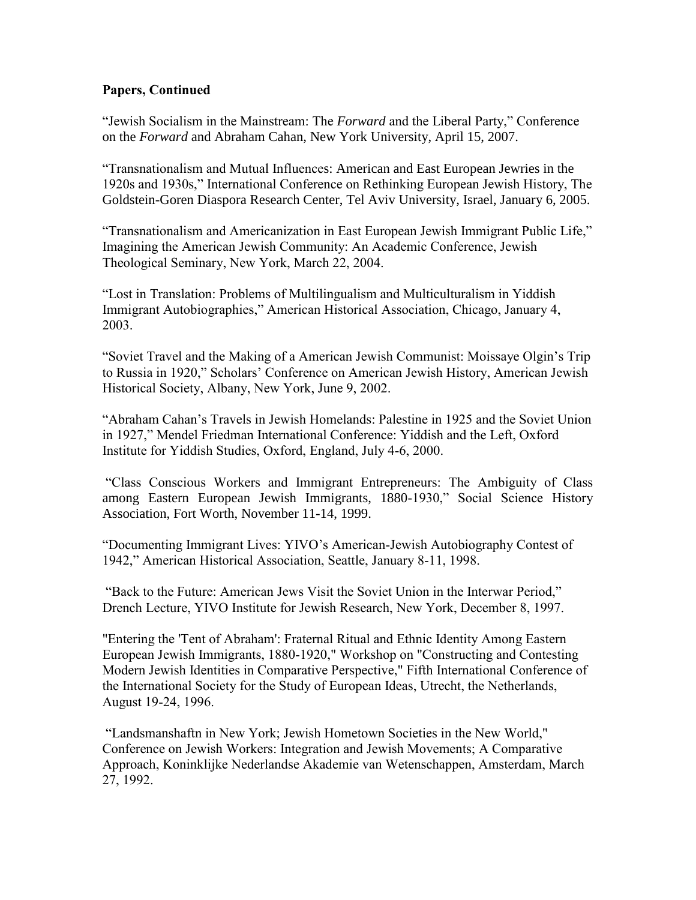**Papers, Continued**

"Jewish Socialism in the Mainstream: The *Forward* and the Liberal Party," Conference on the *Forward* and Abraham Cahan, New York University, April 15, 2007.

"Transnationalism and Mutual Influences: American and East European Jewries in the 1920s and 1930s," International Conference on Rethinking European Jewish History, The Goldstein-Goren Diaspora Research Center, Tel Aviv University, Israel, January 6, 2005.

"Transnationalism and Americanization in East European Jewish Immigrant Public Life," Imagining the American Jewish Community: An Academic Conference, Jewish Theological Seminary, New York, March 22, 2004.

"Lost in Translation: Problems of Multilingualism and Multiculturalism in Yiddish Immigrant Autobiographies," American Historical Association, Chicago, January 4, 2003.

"Soviet Travel and the Making of a American Jewish Communist: Moissaye Olgin's Trip to Russia in 1920," Scholars' Conference on American Jewish History, American Jewish Historical Society, Albany, New York, June 9, 2002.

"Abraham Cahan's Travels in Jewish Homelands: Palestine in 1925 and the Soviet Union in 1927," Mendel Friedman International Conference: Yiddish and the Left, Oxford Institute for Yiddish Studies, Oxford, England, July 4-6, 2000.

"Class Conscious Workers and Immigrant Entrepreneurs: The Ambiguity of Class among Eastern European Jewish Immigrants, 1880-1930," Social Science History Association, Fort Worth, November 11-14, 1999.

"Documenting Immigrant Lives: YIVO's American-Jewish Autobiography Contest of 1942," American Historical Association, Seattle, January 8-11, 1998.

"Back to the Future: American Jews Visit the Soviet Union in the Interwar Period," Drench Lecture, YIVO Institute for Jewish Research, New York, December 8, 1997.

"Entering the 'Tent of Abraham': Fraternal Ritual and Ethnic Identity Among Eastern European Jewish Immigrants, 1880-1920," Workshop on "Constructing and Contesting Modern Jewish Identities in Comparative Perspective," Fifth International Conference of the International Society for the Study of European Ideas, Utrecht, the Netherlands, August 19-24, 1996.

"Landsmanshaftn in New York; Jewish Hometown Societies in the New World," Conference on Jewish Workers: Integration and Jewish Movements; A Comparative Approach, Koninklijke Nederlandse Akademie van Wetenschappen, Amsterdam, March 27, 1992.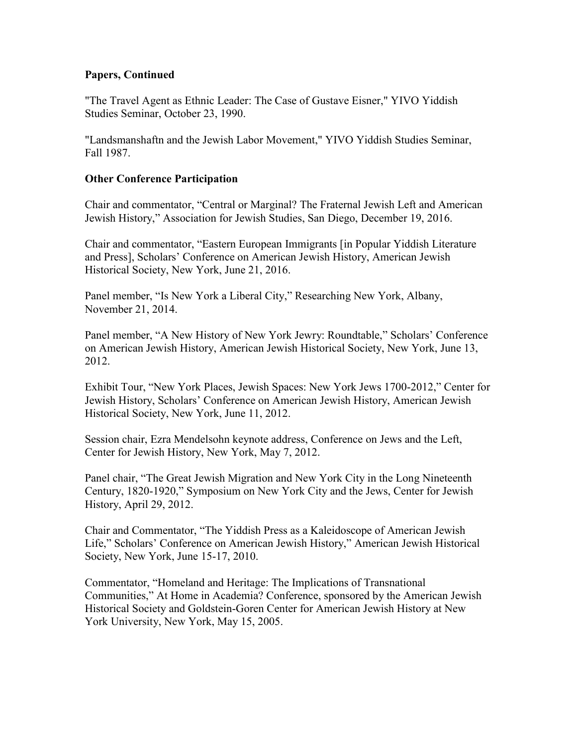**Papers, Continued**

"The Travel Agent as Ethnic Leader: The Case of Gustave Eisner," YIVO Yiddish Studies Seminar, October 23, 1990.

"Landsmanshaftn and the Jewish Labor Movement," YIVO Yiddish Studies Seminar, Fall 1987.

**Other Conference Participation**

Chair and commentator, "Central or Marginal? The Fraternal Jewish Left and American Jewish History," Association for Jewish Studies, San Diego, December 19, 2016.

Chair and commentator, "Eastern European Immigrants [in Popular Yiddish Literature and Press], Scholars' Conference on American Jewish History, American Jewish Historical Society, New York, June 21, 2016.

Panel member, "Is New York a Liberal City," Researching New York, Albany, November 21, 2014.

Panel member, "A New History of New York Jewry: Roundtable," Scholars' Conference on American Jewish History, American Jewish Historical Society, New York, June 13, 2012.

Exhibit Tour, "New York Places, Jewish Spaces: New York Jews 1700-2012," Center for Jewish History, Scholars' Conference on American Jewish History, American Jewish Historical Society, New York, June 11, 2012.

Session chair, Ezra Mendelsohn keynote address, Conference on Jews and the Left, Center for Jewish History, New York, May 7, 2012.

Panel chair, "The Great Jewish Migration and New York City in the Long Nineteenth Century, 1820-1920," Symposium on New York City and the Jews, Center for Jewish History, April 29, 2012.

Chair and Commentator, "The Yiddish Press as a Kaleidoscope of American Jewish Life," Scholars' Conference on American Jewish History," American Jewish Historical Society, New York, June 15-17, 2010.

Commentator, "Homeland and Heritage: The Implications of Transnational Communities," At Home in Academia? Conference, sponsored by the American Jewish Historical Society and Goldstein-Goren Center for American Jewish History at New York University, New York, May 15, 2005.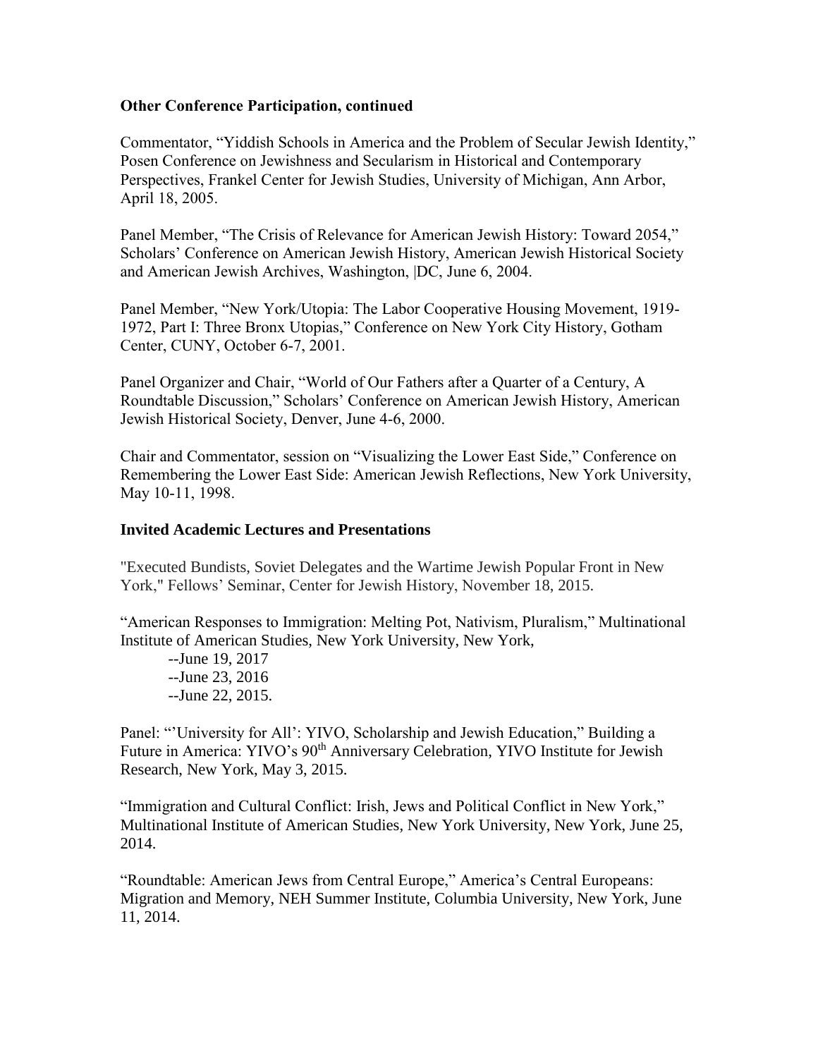**Other Conference Participation, continued**

Commentator, "Yiddish Schools in America and the Problem of Secular Jewish Identity," Posen Conference on Jewishness and Secularism in Historical and Contemporary Perspectives, Frankel Center for Jewish Studies, University of Michigan, Ann Arbor, April 18, 2005.

Panel Member, "The Crisis of Relevance for American Jewish History: Toward 2054," Scholars' Conference on American Jewish History, American Jewish Historical Society and American Jewish Archives, Washington, |DC, June 6, 2004.

Panel Member, "New York/Utopia: The Labor Cooperative Housing Movement, 1919-1972, Part I: Three Bronx Utopias," Conference on New York City History, Gotham Center, CUNY, October 6-7, 2001.

Panel Organizer and Chair, "World of Our Fathers after a Quarter of a Century, A Roundtable Discussion," Scholars' Conference on American Jewish History, American Jewish Historical Society, Denver, June 4-6, 2000.

Chair and Commentator, session on "Visualizing the Lower East Side," Conference on Remembering the Lower East Side: American Jewish Reflections, New York University, May 10-11, 1998.

**Invited Academic Lectures and Presentations**

"Executed Bundists, Soviet Delegates and the Wartime Jewish Popular Front in New York," Fellows' Seminar, Center for Jewish History, November 18, 2015.

"American Responses to Immigration: Melting Pot, Nativism, Pluralism," Multinational Institute of American Studies, New York University, New York,

--June 19, 2017
--June 23, 2016
--June 22, 2015.

Panel: "'University for All': YIVO, Scholarship and Jewish Education," Building a Future in America: YIVO's 90th Anniversary Celebration, YIVO Institute for Jewish Research, New York, May 3, 2015.

"Immigration and Cultural Conflict: Irish, Jews and Political Conflict in New York," Multinational Institute of American Studies, New York University, New York, June 25, 2014.

"Roundtable: American Jews from Central Europe," America's Central Europeans: Migration and Memory, NEH Summer Institute, Columbia University, New York, June 11, 2014.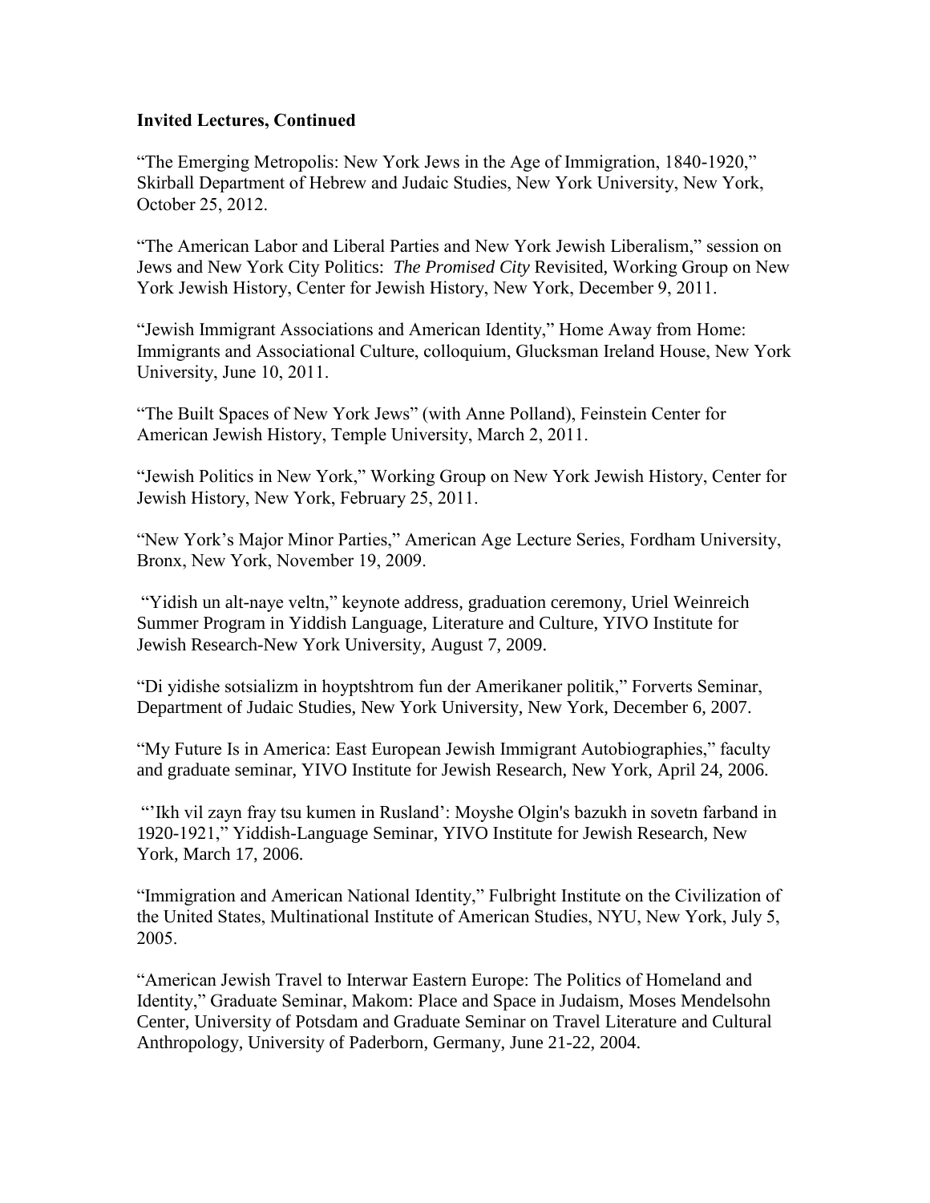**Invited Lectures, Continued**

"The Emerging Metropolis: New York Jews in the Age of Immigration, 1840-1920," Skirball Department of Hebrew and Judaic Studies, New York University, New York, October 25, 2012.

"The American Labor and Liberal Parties and New York Jewish Liberalism," session on Jews and New York City Politics: *The Promised City* Revisited, Working Group on New York Jewish History, Center for Jewish History, New York, December 9, 2011.

"Jewish Immigrant Associations and American Identity," Home Away from Home: Immigrants and Associational Culture, colloquium, Glucksman Ireland House, New York University, June 10, 2011.

"The Built Spaces of New York Jews" (with Anne Polland), Feinstein Center for American Jewish History, Temple University, March 2, 2011.

"Jewish Politics in New York," Working Group on New York Jewish History, Center for Jewish History, New York, February 25, 2011.

"New York's Major Minor Parties," American Age Lecture Series, Fordham University, Bronx, New York, November 19, 2009.

"Yidish un alt-naye veltn," keynote address, graduation ceremony, Uriel Weinreich Summer Program in Yiddish Language, Literature and Culture, YIVO Institute for Jewish Research-New York University, August 7, 2009.

"Di yidishe sotsializm in hoyptshtrom fun der Amerikaner politik," Forverts Seminar, Department of Judaic Studies, New York University, New York, December 6, 2007.

"My Future Is in America: East European Jewish Immigrant Autobiographies," faculty and graduate seminar, YIVO Institute for Jewish Research, New York, April 24, 2006.

"'Ikh vil zayn fray tsu kumen in Rusland': Moyshe Olgin's bazukh in sovetn farband in 1920-1921," Yiddish-Language Seminar, YIVO Institute for Jewish Research, New York, March 17, 2006.

"Immigration and American National Identity," Fulbright Institute on the Civilization of the United States, Multinational Institute of American Studies, NYU, New York, July 5, 2005.

"American Jewish Travel to Interwar Eastern Europe: The Politics of Homeland and Identity," Graduate Seminar, Makom: Place and Space in Judaism, Moses Mendelsohn Center, University of Potsdam and Graduate Seminar on Travel Literature and Cultural Anthropology, University of Paderborn, Germany, June 21-22, 2004.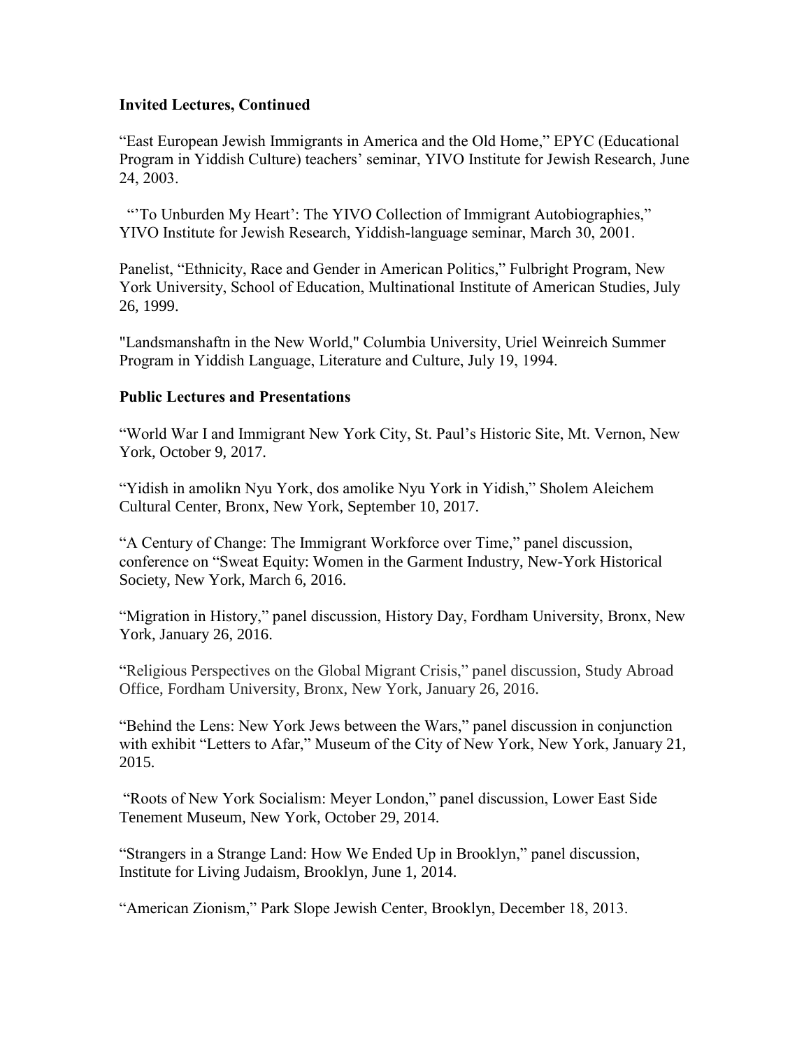**Invited Lectures, Continued**

"East European Jewish Immigrants in America and the Old Home," EPYC (Educational Program in Yiddish Culture) teachers' seminar, YIVO Institute for Jewish Research, June 24, 2003.

"'To Unburden My Heart': The YIVO Collection of Immigrant Autobiographies," YIVO Institute for Jewish Research, Yiddish-language seminar, March 30, 2001.

Panelist, "Ethnicity, Race and Gender in American Politics," Fulbright Program, New York University, School of Education, Multinational Institute of American Studies, July 26, 1999.

"Landsmanshaftn in the New World," Columbia University, Uriel Weinreich Summer Program in Yiddish Language, Literature and Culture, July 19, 1994.

**Public Lectures and Presentations**

"World War I and Immigrant New York City, St. Paul's Historic Site, Mt. Vernon, New York, October 9, 2017.

"Yidish in amolikn Nyu York, dos amolike Nyu York in Yidish," Sholem Aleichem Cultural Center, Bronx, New York, September 10, 2017.

"A Century of Change: The Immigrant Workforce over Time," panel discussion, conference on "Sweat Equity: Women in the Garment Industry, New-York Historical Society, New York, March 6, 2016.

"Migration in History," panel discussion, History Day, Fordham University, Bronx, New York, January 26, 2016.

"Religious Perspectives on the Global Migrant Crisis," panel discussion, Study Abroad Office, Fordham University, Bronx, New York, January 26, 2016.

"Behind the Lens: New York Jews between the Wars," panel discussion in conjunction with exhibit "Letters to Afar," Museum of the City of New York, New York, January 21, 2015.

"Roots of New York Socialism: Meyer London," panel discussion, Lower East Side Tenement Museum, New York, October 29, 2014.

"Strangers in a Strange Land: How We Ended Up in Brooklyn," panel discussion, Institute for Living Judaism, Brooklyn, June 1, 2014.

"American Zionism," Park Slope Jewish Center, Brooklyn, December 18, 2013.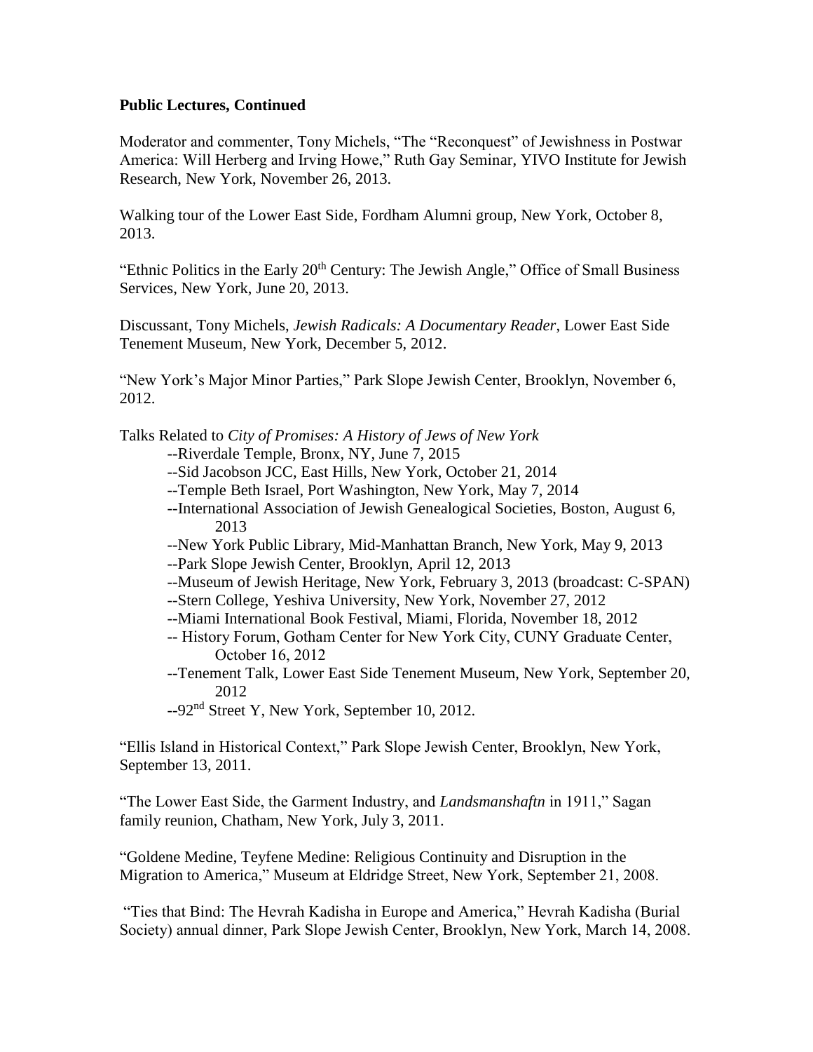**Public Lectures, Continued**

Moderator and commenter, Tony Michels, "The "Reconquest" of Jewishness in Postwar America: Will Herberg and Irving Howe," Ruth Gay Seminar, YIVO Institute for Jewish Research, New York, November 26, 2013.

Walking tour of the Lower East Side, Fordham Alumni group, New York, October 8, 2013.

"Ethnic Politics in the Early 20th Century: The Jewish Angle," Office of Small Business Services, New York, June 20, 2013.

Discussant, Tony Michels, *Jewish Radicals: A Documentary Reader*, Lower East Side Tenement Museum, New York, December 5, 2012.

"New York's Major Minor Parties," Park Slope Jewish Center, Brooklyn, November 6, 2012.

Talks Related to *City of Promises: A History of Jews of New York*

- --Riverdale Temple, Bronx, NY, June 7, 2015
- --Sid Jacobson JCC, East Hills, New York, October 21, 2014
- --Temple Beth Israel, Port Washington, New York, May 7, 2014
- --International Association of Jewish Genealogical Societies, Boston, August 6, 2013
- --New York Public Library, Mid-Manhattan Branch, New York, May 9, 2013
- --Park Slope Jewish Center, Brooklyn, April 12, 2013
- --Museum of Jewish Heritage, New York, February 3, 2013 (broadcast: C-SPAN)
- --Stern College, Yeshiva University, New York, November 27, 2012
- --Miami International Book Festival, Miami, Florida, November 18, 2012
- -- History Forum, Gotham Center for New York City, CUNY Graduate Center, October 16, 2012
- --Tenement Talk, Lower East Side Tenement Museum, New York, September 20, 2012
- --92nd Street Y, New York, September 10, 2012.

"Ellis Island in Historical Context," Park Slope Jewish Center, Brooklyn, New York, September 13, 2011.

"The Lower East Side, the Garment Industry, and *Landsmanshaftn* in 1911," Sagan family reunion, Chatham, New York, July 3, 2011.

"Goldene Medine, Teyfene Medine: Religious Continuity and Disruption in the Migration to America," Museum at Eldridge Street, New York, September 21, 2008.

"Ties that Bind: The Hevrah Kadisha in Europe and America," Hevrah Kadisha (Burial Society) annual dinner, Park Slope Jewish Center, Brooklyn, New York, March 14, 2008.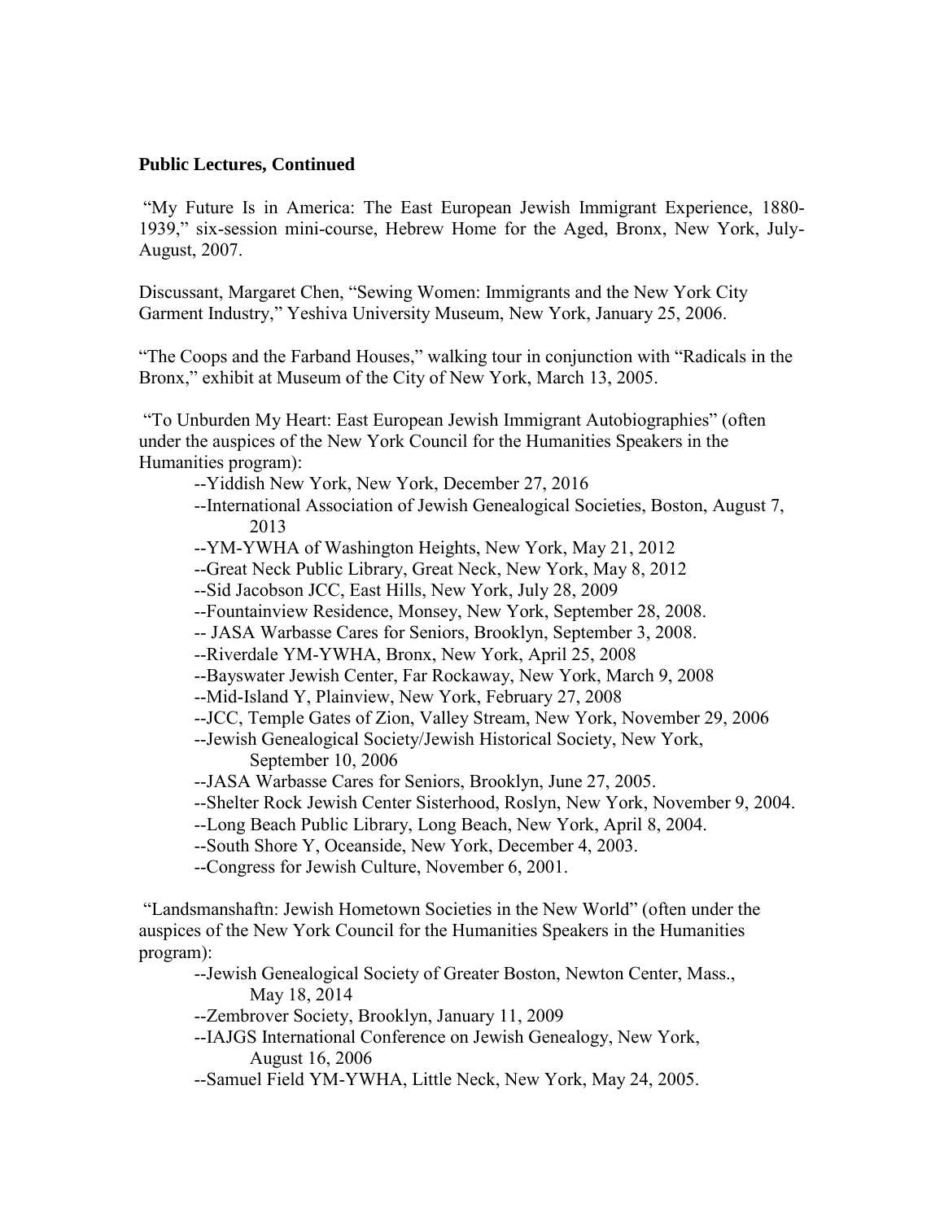**Public Lectures, Continued**

"My Future Is in America: The East European Jewish Immigrant Experience, 1880-1939," six-session mini-course, Hebrew Home for the Aged, Bronx, New York, July-August, 2007.

Discussant, Margaret Chen, "Sewing Women: Immigrants and the New York City Garment Industry," Yeshiva University Museum, New York, January 25, 2006.

"The Coops and the Farband Houses," walking tour in conjunction with "Radicals in the Bronx," exhibit at Museum of the City of New York, March 13, 2005.

"To Unburden My Heart: East European Jewish Immigrant Autobiographies" (often under the auspices of the New York Council for the Humanities Speakers in the Humanities program):

- --Yiddish New York, New York, December 27, 2016
- --International Association of Jewish Genealogical Societies, Boston, August 7, 2013
- --YM-YWHA of Washington Heights, New York, May 21, 2012
- --Great Neck Public Library, Great Neck, New York, May 8, 2012
- --Sid Jacobson JCC, East Hills, New York, July 28, 2009
- --Fountainview Residence, Monsey, New York, September 28, 2008.
- -- JASA Warbasse Cares for Seniors, Brooklyn, September 3, 2008.
- --Riverdale YM-YWHA, Bronx, New York, April 25, 2008
- --Bayswater Jewish Center, Far Rockaway, New York, March 9, 2008
- --Mid-Island Y, Plainview, New York, February 27, 2008
- --JCC, Temple Gates of Zion, Valley Stream, New York, November 29, 2006
- --Jewish Genealogical Society/Jewish Historical Society, New York, September 10, 2006
- --JASA Warbasse Cares for Seniors, Brooklyn, June 27, 2005.
- --Shelter Rock Jewish Center Sisterhood, Roslyn, New York, November 9, 2004.
- --Long Beach Public Library, Long Beach, New York, April 8, 2004.
- --South Shore Y, Oceanside, New York, December 4, 2003.
- --Congress for Jewish Culture, November 6, 2001.

"Landsmanshaftn: Jewish Hometown Societies in the New World" (often under the auspices of the New York Council for the Humanities Speakers in the Humanities program):

- --Jewish Genealogical Society of Greater Boston, Newton Center, Mass., May 18, 2014
- --Zembrover Society, Brooklyn, January 11, 2009
- --IAJGS International Conference on Jewish Genealogy, New York, August 16, 2006
- --Samuel Field YM-YWHA, Little Neck, New York, May 24, 2005.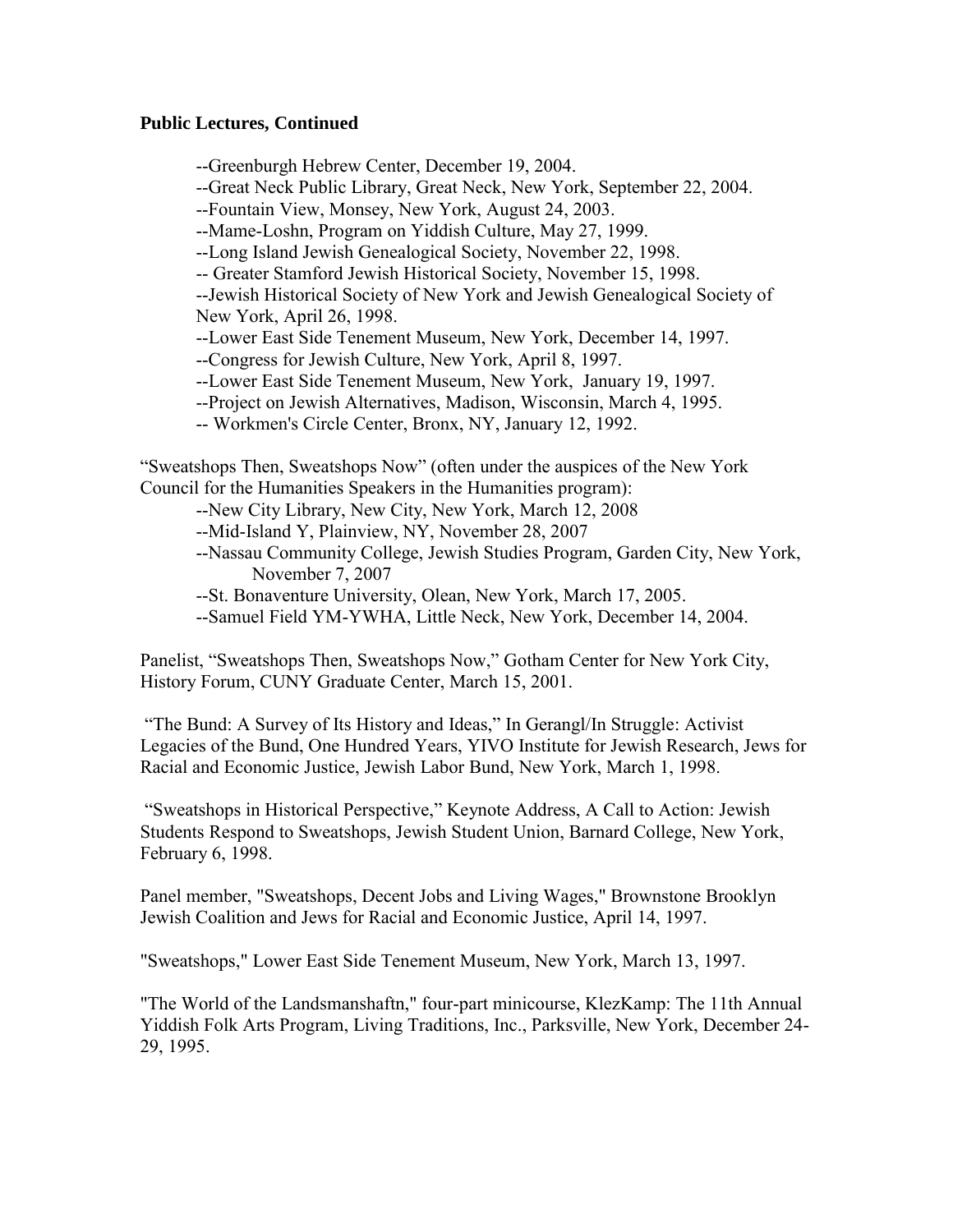**Public Lectures, Continued**

--Greenburgh Hebrew Center, December 19, 2004.
--Great Neck Public Library, Great Neck, New York, September 22, 2004.
--Fountain View, Monsey, New York, August 24, 2003.
--Mame-Loshn, Program on Yiddish Culture, May 27, 1999.
--Long Island Jewish Genealogical Society, November 22, 1998.
-- Greater Stamford Jewish Historical Society, November 15, 1998.
--Jewish Historical Society of New York and Jewish Genealogical Society of New York, April 26, 1998.
--Lower East Side Tenement Museum, New York, December 14, 1997.
--Congress for Jewish Culture, New York, April 8, 1997.
--Lower East Side Tenement Museum, New York, January 19, 1997.
--Project on Jewish Alternatives, Madison, Wisconsin, March 4, 1995.
-- Workmen's Circle Center, Bronx, NY, January 12, 1992.

"Sweatshops Then, Sweatshops Now" (often under the auspices of the New York Council for the Humanities Speakers in the Humanities program):

--New City Library, New City, New York, March 12, 2008
--Mid-Island Y, Plainview, NY, November 28, 2007
--Nassau Community College, Jewish Studies Program, Garden City, New York, November 7, 2007
--St. Bonaventure University, Olean, New York, March 17, 2005.
--Samuel Field YM-YWHA, Little Neck, New York, December 14, 2004.

Panelist, "Sweatshops Then, Sweatshops Now," Gotham Center for New York City, History Forum, CUNY Graduate Center, March 15, 2001.

"The Bund: A Survey of Its History and Ideas," In Gerangl/In Struggle: Activist Legacies of the Bund, One Hundred Years, YIVO Institute for Jewish Research, Jews for Racial and Economic Justice, Jewish Labor Bund, New York, March 1, 1998.

"Sweatshops in Historical Perspective," Keynote Address, A Call to Action: Jewish Students Respond to Sweatshops, Jewish Student Union, Barnard College, New York, February 6, 1998.

Panel member, "Sweatshops, Decent Jobs and Living Wages," Brownstone Brooklyn Jewish Coalition and Jews for Racial and Economic Justice, April 14, 1997.

"Sweatshops," Lower East Side Tenement Museum, New York, March 13, 1997.

"The World of the Landsmanshaftn," four-part minicourse, KlezKamp: The 11th Annual Yiddish Folk Arts Program, Living Traditions, Inc., Parksville, New York, December 24-29, 1995.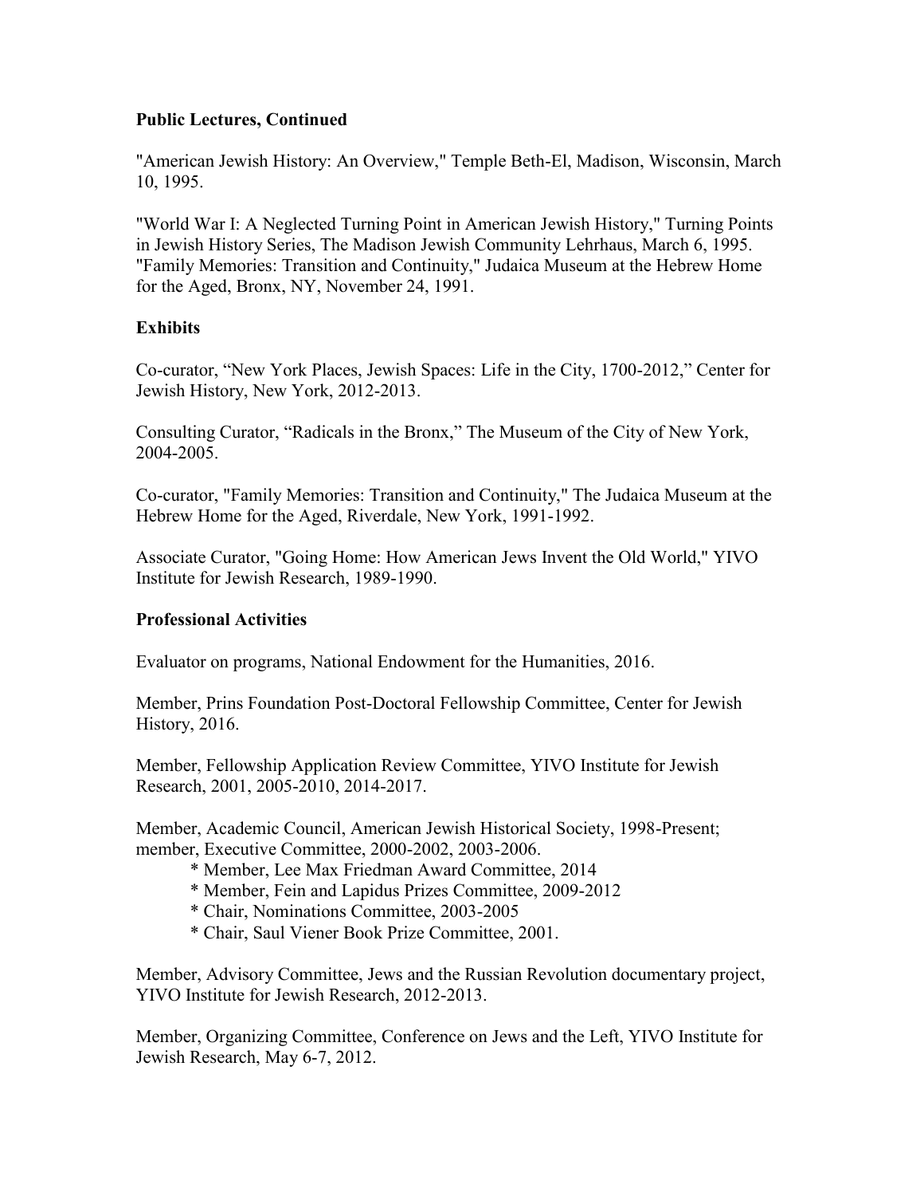### Public Lectures, Continued

"American Jewish History: An Overview," Temple Beth-El, Madison, Wisconsin, March 10, 1995.

"World War I: A Neglected Turning Point in American Jewish History," Turning Points in Jewish History Series, The Madison Jewish Community Lehrhaus, March 6, 1995.
"Family Memories: Transition and Continuity," Judaica Museum at the Hebrew Home for the Aged, Bronx, NY, November 24, 1991.

### Exhibits

Co-curator, "New York Places, Jewish Spaces: Life in the City, 1700-2012," Center for Jewish History, New York, 2012-2013.

Consulting Curator, "Radicals in the Bronx," The Museum of the City of New York, 2004-2005.

Co-curator, "Family Memories: Transition and Continuity," The Judaica Museum at the Hebrew Home for the Aged, Riverdale, New York, 1991-1992.

Associate Curator, "Going Home: How American Jews Invent the Old World," YIVO Institute for Jewish Research, 1989-1990.

### Professional Activities

Evaluator on programs, National Endowment for the Humanities, 2016.

Member, Prins Foundation Post-Doctoral Fellowship Committee, Center for Jewish History, 2016.

Member, Fellowship Application Review Committee, YIVO Institute for Jewish Research, 2001, 2005-2010, 2014-2017.

Member, Academic Council, American Jewish Historical Society, 1998-Present; member, Executive Committee, 2000-2002, 2003-2006.

* Member, Lee Max Friedman Award Committee, 2014
* Member, Fein and Lapidus Prizes Committee, 2009-2012
* Chair, Nominations Committee, 2003-2005
* Chair, Saul Viener Book Prize Committee, 2001.

Member, Advisory Committee, Jews and the Russian Revolution documentary project, YIVO Institute for Jewish Research, 2012-2013.

Member, Organizing Committee, Conference on Jews and the Left, YIVO Institute for Jewish Research, May 6-7, 2012.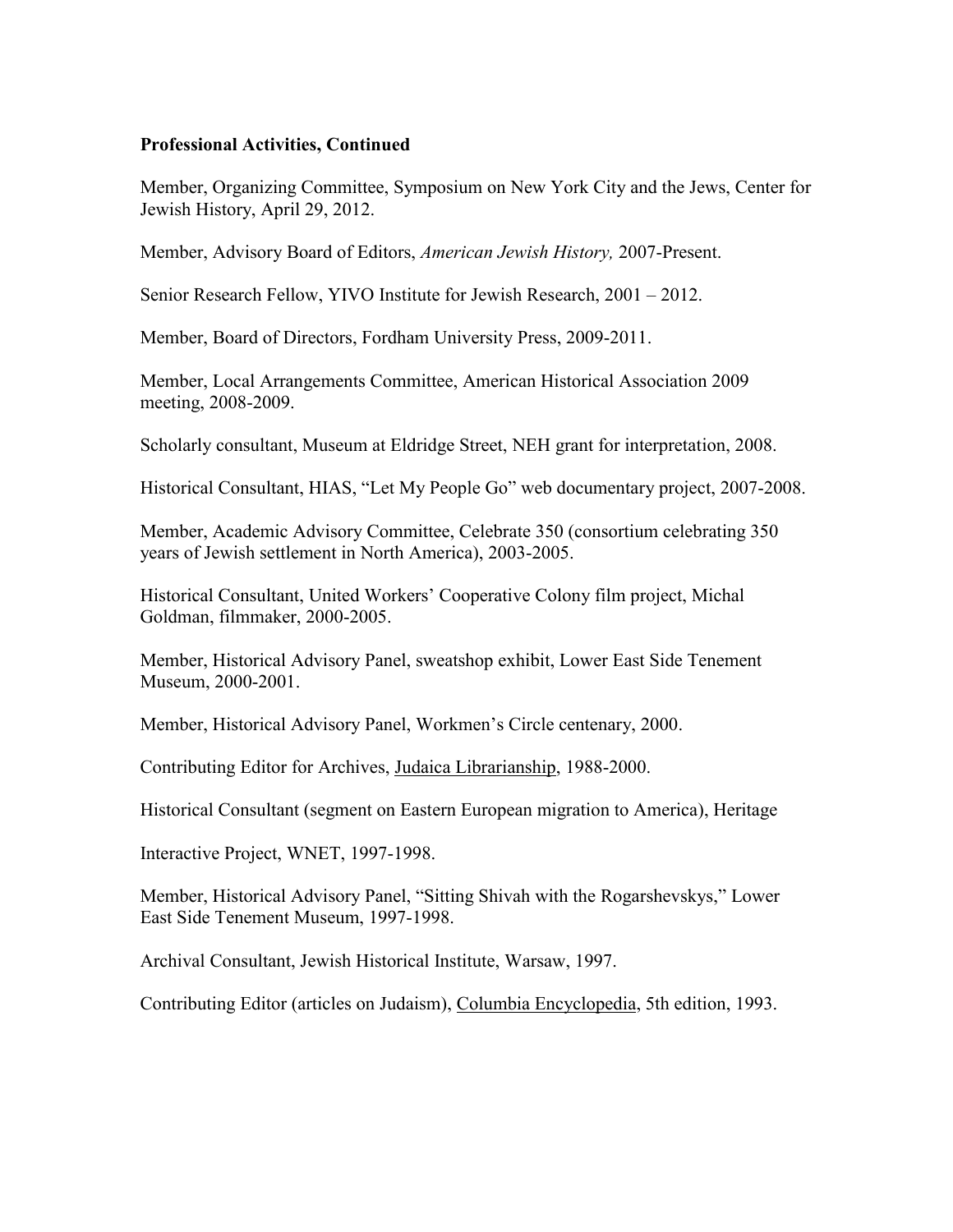**Professional Activities, Continued**

Member, Organizing Committee, Symposium on New York City and the Jews, Center for Jewish History, April 29, 2012.

Member, Advisory Board of Editors, *American Jewish History,* 2007-Present.

Senior Research Fellow, YIVO Institute for Jewish Research, 2001 – 2012.

Member, Board of Directors, Fordham University Press, 2009-2011.

Member, Local Arrangements Committee, American Historical Association 2009 meeting, 2008-2009.

Scholarly consultant, Museum at Eldridge Street, NEH grant for interpretation, 2008.

Historical Consultant, HIAS, "Let My People Go" web documentary project, 2007-2008.

Member, Academic Advisory Committee, Celebrate 350 (consortium celebrating 350 years of Jewish settlement in North America), 2003-2005.

Historical Consultant, United Workers' Cooperative Colony film project, Michal Goldman, filmmaker, 2000-2005.

Member, Historical Advisory Panel, sweatshop exhibit, Lower East Side Tenement Museum, 2000-2001.

Member, Historical Advisory Panel, Workmen's Circle centenary, 2000.

Contributing Editor for Archives, Judaica Librarianship, 1988-2000.

Historical Consultant (segment on Eastern European migration to America), Heritage

Interactive Project, WNET, 1997-1998.

Member, Historical Advisory Panel, "Sitting Shivah with the Rogarshevskys," Lower East Side Tenement Museum, 1997-1998.

Archival Consultant, Jewish Historical Institute, Warsaw, 1997.

Contributing Editor (articles on Judaism), Columbia Encyclopedia, 5th edition, 1993.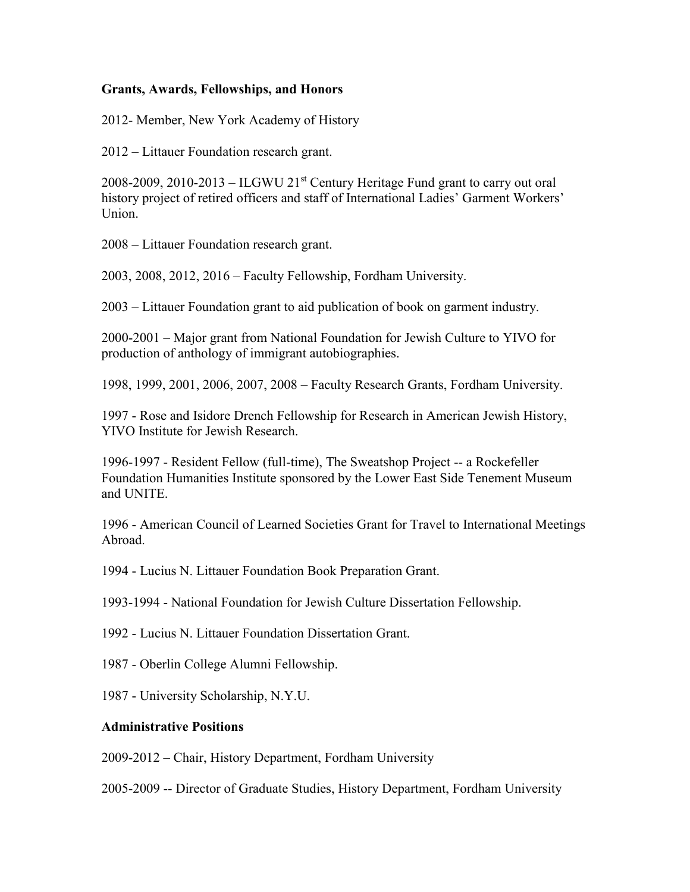**Grants, Awards, Fellowships, and Honors**

2012- Member, New York Academy of History

2012 – Littauer Foundation research grant.

2008-2009, 2010-2013 – ILGWU 21st Century Heritage Fund grant to carry out oral history project of retired officers and staff of International Ladies' Garment Workers' Union.

2008 – Littauer Foundation research grant.

2003, 2008, 2012, 2016 – Faculty Fellowship, Fordham University.

2003 – Littauer Foundation grant to aid publication of book on garment industry.

2000-2001 – Major grant from National Foundation for Jewish Culture to YIVO for production of anthology of immigrant autobiographies.

1998, 1999, 2001, 2006, 2007, 2008 – Faculty Research Grants, Fordham University.

1997 - Rose and Isidore Drench Fellowship for Research in American Jewish History, YIVO Institute for Jewish Research.

1996-1997 - Resident Fellow (full-time), The Sweatshop Project -- a Rockefeller Foundation Humanities Institute sponsored by the Lower East Side Tenement Museum and UNITE.

1996 - American Council of Learned Societies Grant for Travel to International Meetings Abroad.

1994 - Lucius N. Littauer Foundation Book Preparation Grant.

1993-1994 - National Foundation for Jewish Culture Dissertation Fellowship.

1992 - Lucius N. Littauer Foundation Dissertation Grant.

1987 - Oberlin College Alumni Fellowship.

1987 - University Scholarship, N.Y.U.

**Administrative Positions**

2009-2012 – Chair, History Department, Fordham University

2005-2009 -- Director of Graduate Studies, History Department, Fordham University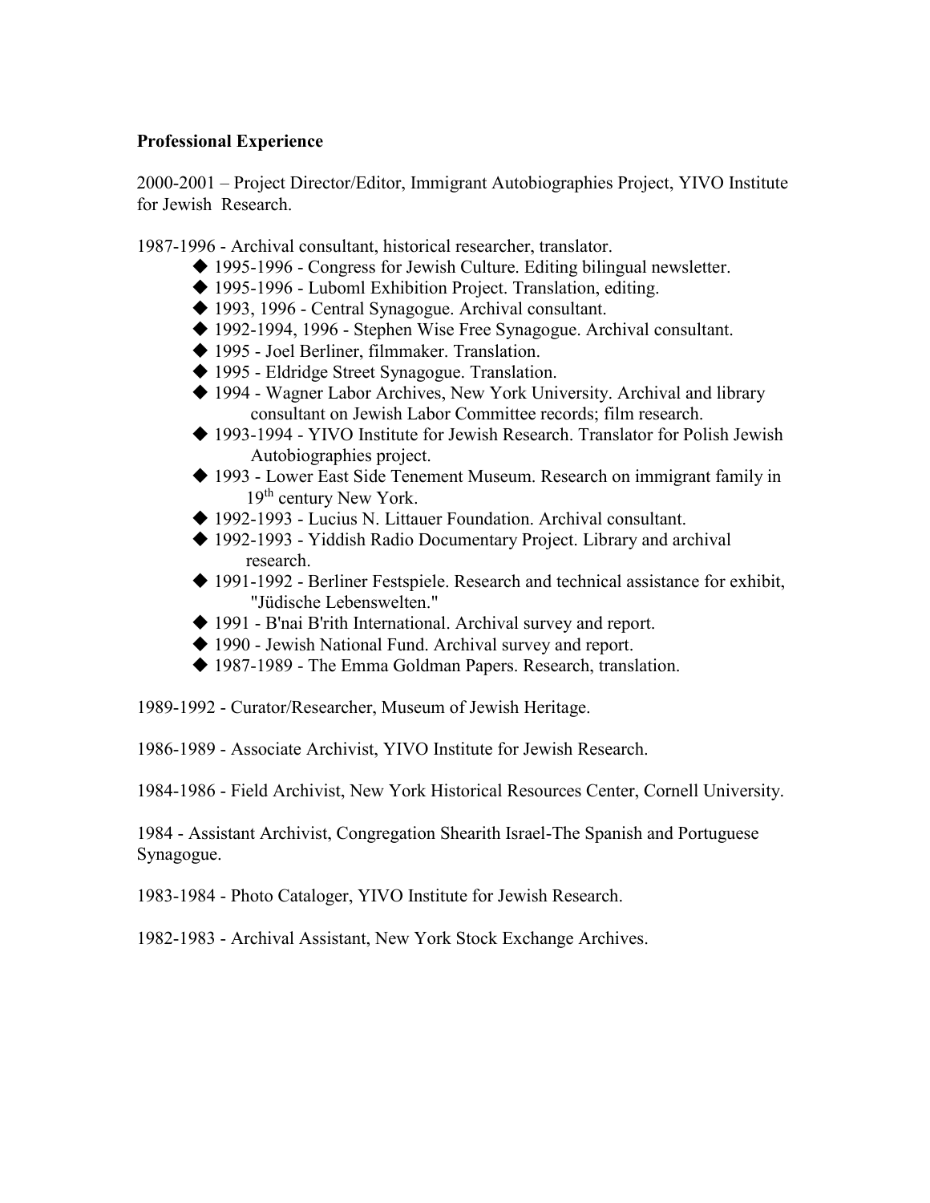**Professional Experience**

2000-2001 – Project Director/Editor, Immigrant Autobiographies Project, YIVO Institute for Jewish Research.

1987-1996 - Archival consultant, historical researcher, translator.

- 1995-1996 - Congress for Jewish Culture. Editing bilingual newsletter.
- 1995-1996 - Luboml Exhibition Project. Translation, editing.
- 1993, 1996 - Central Synagogue. Archival consultant.
- 1992-1994, 1996 - Stephen Wise Free Synagogue. Archival consultant.
- 1995 - Joel Berliner, filmmaker. Translation.
- 1995 - Eldridge Street Synagogue. Translation.
- 1994 - Wagner Labor Archives, New York University. Archival and library consultant on Jewish Labor Committee records; film research.
- 1993-1994 - YIVO Institute for Jewish Research. Translator for Polish Jewish Autobiographies project.
- 1993 - Lower East Side Tenement Museum. Research on immigrant family in 19th century New York.
- 1992-1993 - Lucius N. Littauer Foundation. Archival consultant.
- 1992-1993 - Yiddish Radio Documentary Project. Library and archival research.
- 1991-1992 - Berliner Festspiele. Research and technical assistance for exhibit, "Jüdische Lebenswelten."
- 1991 - B'nai B'rith International. Archival survey and report.
- 1990 - Jewish National Fund. Archival survey and report.
- 1987-1989 - The Emma Goldman Papers. Research, translation.

1989-1992 - Curator/Researcher, Museum of Jewish Heritage.

1986-1989 - Associate Archivist, YIVO Institute for Jewish Research.

1984-1986 - Field Archivist, New York Historical Resources Center, Cornell University.

1984 - Assistant Archivist, Congregation Shearith Israel-The Spanish and Portuguese Synagogue.

1983-1984 - Photo Cataloger, YIVO Institute for Jewish Research.

1982-1983 - Archival Assistant, New York Stock Exchange Archives.